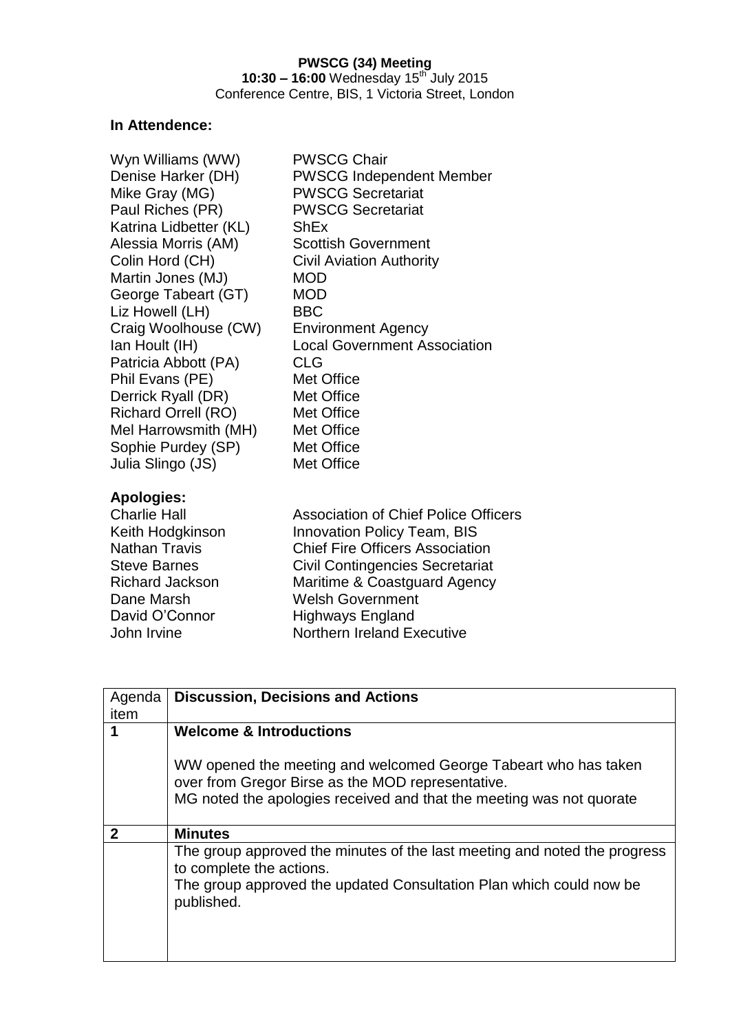**PWSCG (34) Meeting**

**10:30 – 16:00** Wednesday 15th July 2015

Conference Centre, BIS, 1 Victoria Street, London

**In Attendence:**

| | |
|---|---|
| Wyn Williams (WW) | PWSCG Chair |
| Denise Harker (DH) | PWSCG Independent Member |
| Mike Gray (MG) | PWSCG Secretariat |
| Paul Riches (PR) | PWSCG Secretariat |
| Katrina Lidbetter (KL) | ShEx |
| Alessia Morris (AM) | Scottish Government |
| Colin Hord (CH) | Civil Aviation Authority |
| Martin Jones (MJ) | MOD |
| George Tabeart (GT) | MOD |
| Liz Howell (LH) | BBC |
| Craig Woolhouse (CW) | Environment Agency |
| Ian Hoult (IH) | Local Government Association |
| Patricia Abbott (PA) | CLG |
| Phil Evans (PE) | Met Office |
| Derrick Ryall (DR) | Met Office |
| Richard Orrell (RO) | Met Office |
| Mel Harrowsmith (MH) | Met Office |
| Sophie Purdey (SP) | Met Office |
| Julia Slingo (JS) | Met Office |

**Apologies:**

| | |
|---|---|
| Charlie Hall | Association of Chief Police Officers |
| Keith Hodgkinson | Innovation Policy Team, BIS |
| Nathan Travis | Chief Fire Officers Association |
| Steve Barnes | Civil Contingencies Secretariat |
| Richard Jackson | Maritime & Coastguard Agency |
| Dane Marsh | Welsh Government |
| David O'Connor | Highways England |
| John Irvine | Northern Ireland Executive |

| Agenda item | Discussion, Decisions and Actions |
|---|---|
| **1** | **Welcome & Introductions**<br><br>WW opened the meeting and welcomed George Tabeart who has taken over from Gregor Birse as the MOD representative.<br>MG noted the apologies received and that the meeting was not quorate |
| **2** | **Minutes** |
| | The group approved the minutes of the last meeting and noted the progress to complete the actions.<br>The group approved the updated Consultation Plan which could now be published. |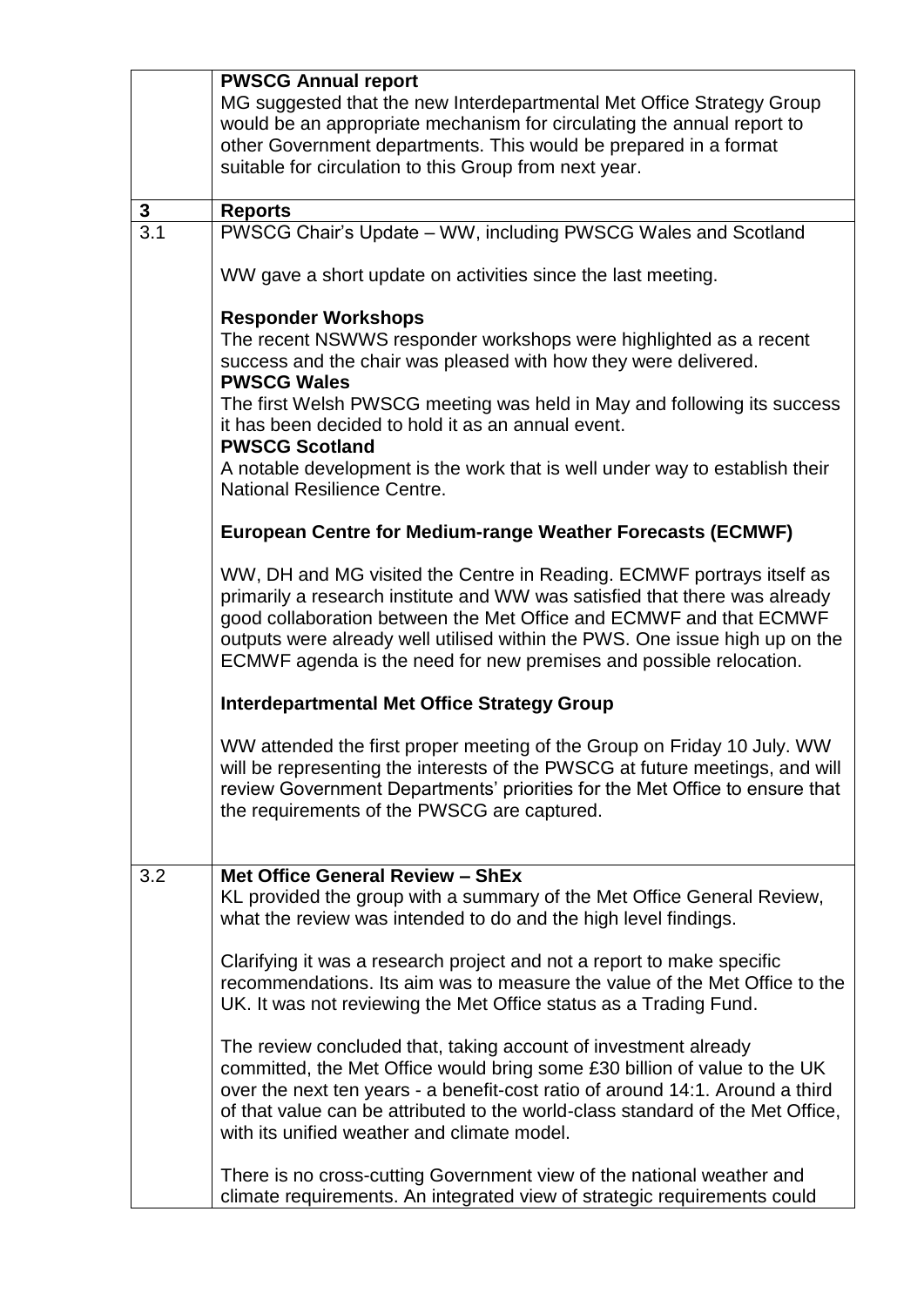| | |
|---|---|
| | **PWSCG Annual report**<br>MG suggested that the new Interdepartmental Met Office Strategy Group would be an appropriate mechanism for circulating the annual report to other Government departments. This would be prepared in a format suitable for circulation to this Group from next year. |
| **3** | **Reports** |
| 3.1 | PWSCG Chair's Update – WW, including PWSCG Wales and Scotland<br><br>WW gave a short update on activities since the last meeting.<br><br>**Responder Workshops**<br>The recent NSWWS responder workshops were highlighted as a recent success and the chair was pleased with how they were delivered.<br>**PWSCG Wales**<br>The first Welsh PWSCG meeting was held in May and following its success it has been decided to hold it as an annual event.<br>**PWSCG Scotland**<br>A notable development is the work that is well under way to establish their National Resilience Centre.<br><br>**European Centre for Medium-range Weather Forecasts (ECMWF)**<br><br>WW, DH and MG visited the Centre in Reading. ECMWF portrays itself as primarily a research institute and WW was satisfied that there was already good collaboration between the Met Office and ECMWF and that ECMWF outputs were already well utilised within the PWS. One issue high up on the ECMWF agenda is the need for new premises and possible relocation.<br><br>**Interdepartmental Met Office Strategy Group**<br><br>WW attended the first proper meeting of the Group on Friday 10 July. WW will be representing the interests of the PWSCG at future meetings, and will review Government Departments' priorities for the Met Office to ensure that the requirements of the PWSCG are captured. |
| 3.2 | **Met Office General Review – ShEx**<br>KL provided the group with a summary of the Met Office General Review, what the review was intended to do and the high level findings.<br><br>Clarifying it was a research project and not a report to make specific recommendations. Its aim was to measure the value of the Met Office to the UK. It was not reviewing the Met Office status as a Trading Fund.<br><br>The review concluded that, taking account of investment already committed, the Met Office would bring some £30 billion of value to the UK over the next ten years - a benefit-cost ratio of around 14:1. Around a third of that value can be attributed to the world-class standard of the Met Office, with its unified weather and climate model.<br><br>There is no cross-cutting Government view of the national weather and climate requirements. An integrated view of strategic requirements could |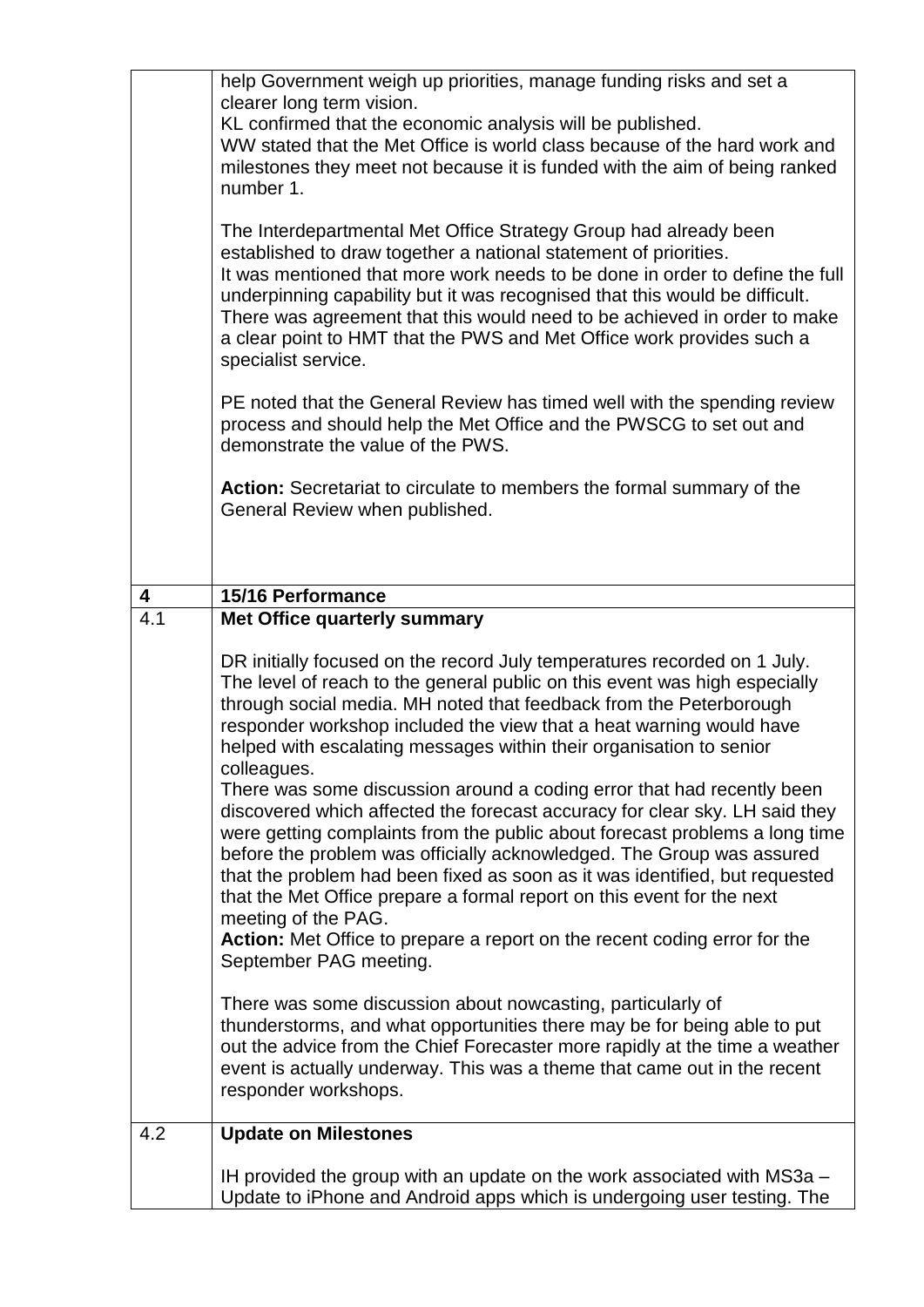| | |
|---|---|
| | help Government weigh up priorities, manage funding risks and set a clearer long term vision.<br>KL confirmed that the economic analysis will be published.<br>WW stated that the Met Office is world class because of the hard work and milestones they meet not because it is funded with the aim of being ranked number 1.<br><br>The Interdepartmental Met Office Strategy Group had already been established to draw together a national statement of priorities.<br>It was mentioned that more work needs to be done in order to define the full underpinning capability but it was recognised that this would be difficult. There was agreement that this would need to be achieved in order to make a clear point to HMT that the PWS and Met Office work provides such a specialist service.<br><br>PE noted that the General Review has timed well with the spending review process and should help the Met Office and the PWSCG to set out and demonstrate the value of the PWS.<br><br>**Action:** Secretariat to circulate to members the formal summary of the General Review when published. |
| **4** | **15/16 Performance** |
| 4.1 | **Met Office quarterly summary**<br><br>DR initially focused on the record July temperatures recorded on 1 July. The level of reach to the general public on this event was high especially through social media. MH noted that feedback from the Peterborough responder workshop included the view that a heat warning would have helped with escalating messages within their organisation to senior colleagues.<br>There was some discussion around a coding error that had recently been discovered which affected the forecast accuracy for clear sky. LH said they were getting complaints from the public about forecast problems a long time before the problem was officially acknowledged. The Group was assured that the problem had been fixed as soon as it was identified, but requested that the Met Office prepare a formal report on this event for the next meeting of the PAG.<br>**Action:** Met Office to prepare a report on the recent coding error for the September PAG meeting.<br><br>There was some discussion about nowcasting, particularly of thunderstorms, and what opportunities there may be for being able to put out the advice from the Chief Forecaster more rapidly at the time a weather event is actually underway. This was a theme that came out in the recent responder workshops. |
| 4.2 | **Update on Milestones**<br><br>IH provided the group with an update on the work associated with MS3a – Update to iPhone and Android apps which is undergoing user testing. The |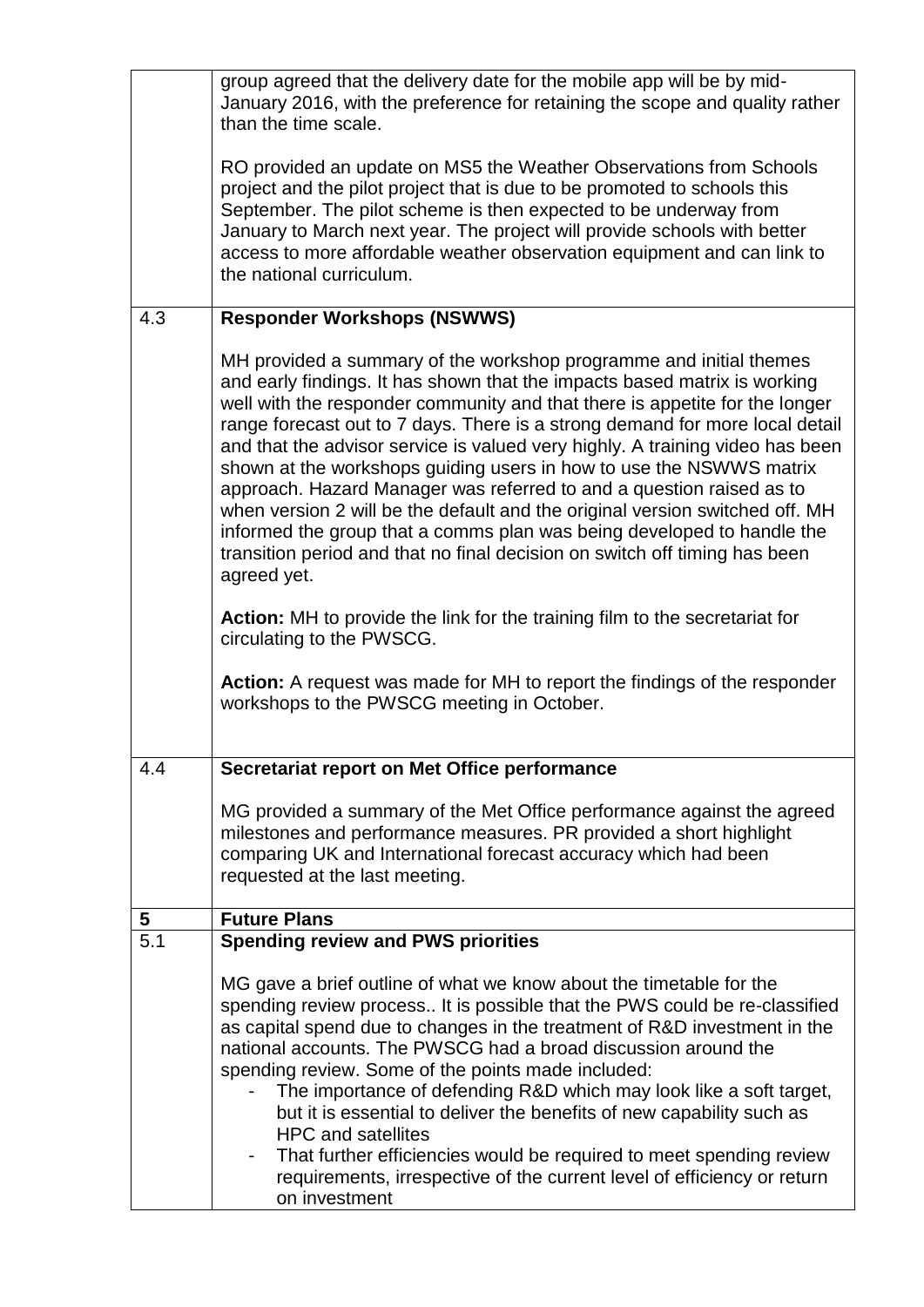|  |  |
|---|---|
|  | group agreed that the delivery date for the mobile app will be by mid-January 2016, with the preference for retaining the scope and quality rather than the time scale.<br><br>RO provided an update on MS5 the Weather Observations from Schools project and the pilot project that is due to be promoted to schools this September. The pilot scheme is then expected to be underway from January to March next year. The project will provide schools with better access to more affordable weather observation equipment and can link to the national curriculum. |
| 4.3 | **Responder Workshops (NSWWS)**<br><br>MH provided a summary of the workshop programme and initial themes and early findings. It has shown that the impacts based matrix is working well with the responder community and that there is appetite for the longer range forecast out to 7 days. There is a strong demand for more local detail and that the advisor service is valued very highly. A training video has been shown at the workshops guiding users in how to use the NSWWS matrix approach. Hazard Manager was referred to and a question raised as to when version 2 will be the default and the original version switched off. MH informed the group that a comms plan was being developed to handle the transition period and that no final decision on switch off timing has been agreed yet.<br><br>**Action:** MH to provide the link for the training film to the secretariat for circulating to the PWSCG.<br><br>**Action:** A request was made for MH to report the findings of the responder workshops to the PWSCG meeting in October. |
| 4.4 | **Secretariat report on Met Office performance**<br><br>MG provided a summary of the Met Office performance against the agreed milestones and performance measures. PR provided a short highlight comparing UK and International forecast accuracy which had been requested at the last meeting. |
| **5** | **Future Plans** |
| 5.1 | **Spending review and PWS priorities**<br><br>MG gave a brief outline of what we know about the timetable for the spending review process.. It is possible that the PWS could be re-classified as capital spend due to changes in the treatment of R&D investment in the national accounts. The PWSCG had a broad discussion around the spending review. Some of the points made included:<br>- The importance of defending R&D which may look like a soft target, but it is essential to deliver the benefits of new capability such as HPC and satellites<br>- That further efficiencies would be required to meet spending review requirements, irrespective of the current level of efficiency or return on investment |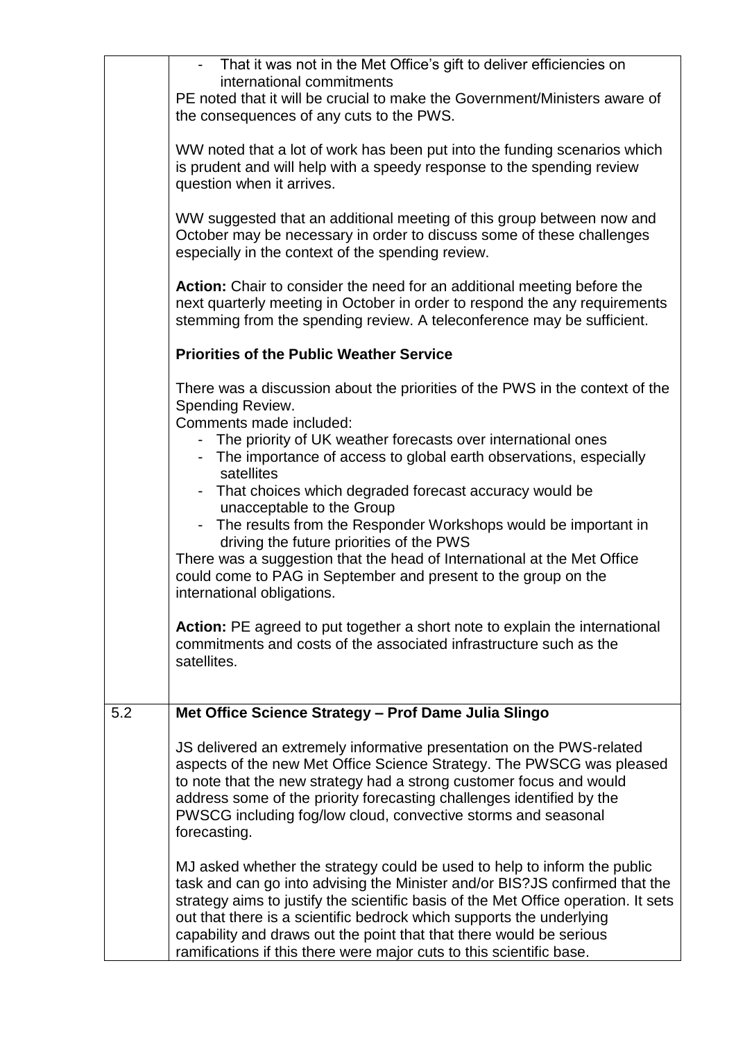| | |
|---|---|
| | - That it was not in the Met Office's gift to deliver efficiencies on international commitments<br><br>PE noted that it will be crucial to make the Government/Ministers aware of the consequences of any cuts to the PWS.<br><br>WW noted that a lot of work has been put into the funding scenarios which is prudent and will help with a speedy response to the spending review question when it arrives.<br><br>WW suggested that an additional meeting of this group between now and October may be necessary in order to discuss some of these challenges especially in the context of the spending review.<br><br>**Action:** Chair to consider the need for an additional meeting before the next quarterly meeting in October in order to respond the any requirements stemming from the spending review. A teleconference may be sufficient.<br><br>**Priorities of the Public Weather Service**<br><br>There was a discussion about the priorities of the PWS in the context of the Spending Review.<br>Comments made included:<br>- The priority of UK weather forecasts over international ones<br>- The importance of access to global earth observations, especially satellites<br>- That choices which degraded forecast accuracy would be unacceptable to the Group<br>- The results from the Responder Workshops would be important in driving the future priorities of the PWS<br><br>There was a suggestion that the head of International at the Met Office could come to PAG in September and present to the group on the international obligations.<br><br>**Action:** PE agreed to put together a short note to explain the international commitments and costs of the associated infrastructure such as the satellites. |
| 5.2 | **Met Office Science Strategy – Prof Dame Julia Slingo**<br><br>JS delivered an extremely informative presentation on the PWS-related aspects of the new Met Office Science Strategy. The PWSCG was pleased to note that the new strategy had a strong customer focus and would address some of the priority forecasting challenges identified by the PWSCG including fog/low cloud, convective storms and seasonal forecasting.<br><br>MJ asked whether the strategy could be used to help to inform the public task and can go into advising the Minister and/or BIS?JS confirmed that the strategy aims to justify the scientific basis of the Met Office operation. It sets out that there is a scientific bedrock which supports the underlying capability and draws out the point that that there would be serious ramifications if this there were major cuts to this scientific base. |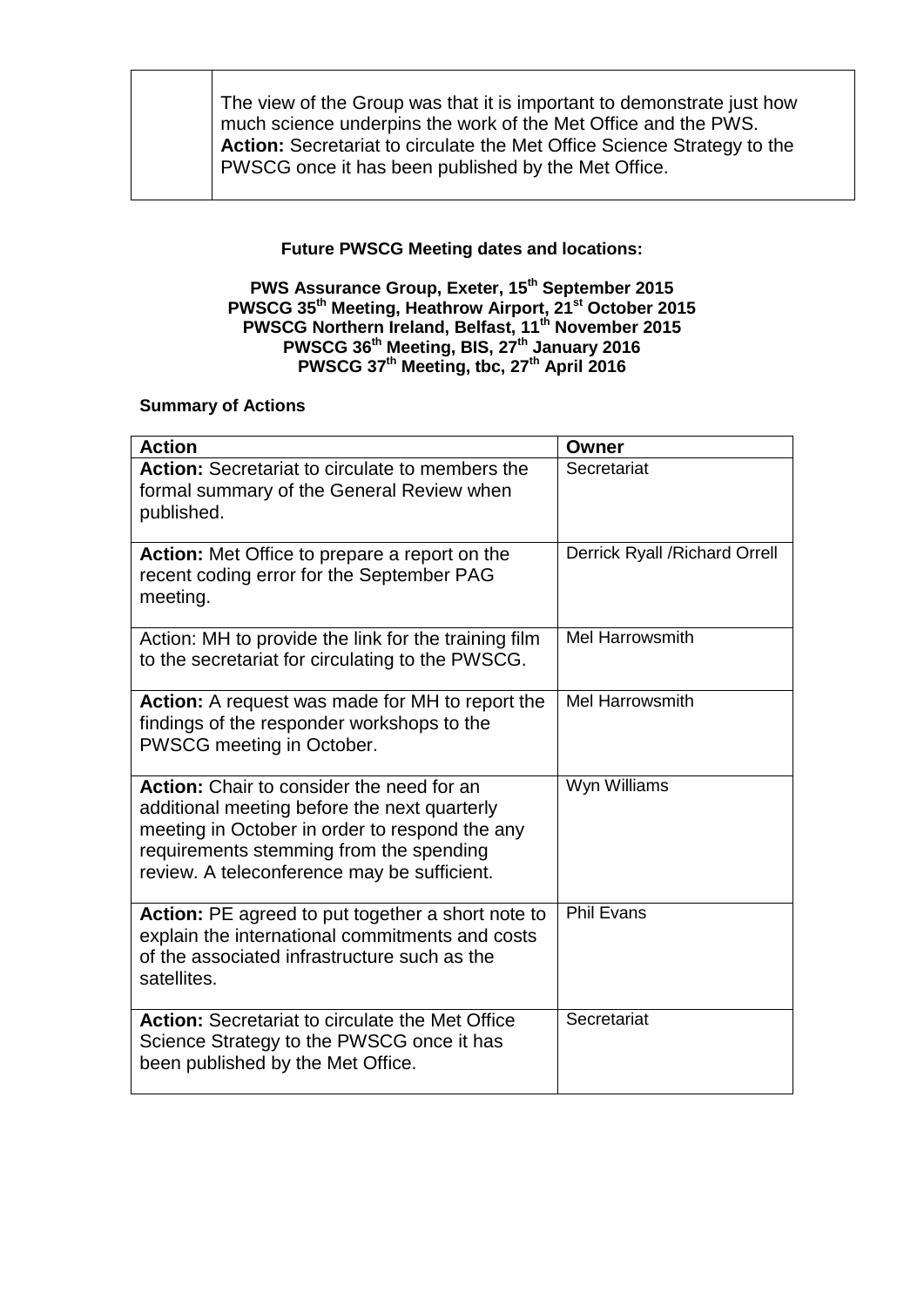| | |
|---|---|
| | The view of the Group was that it is important to demonstrate just how much science underpins the work of the Met Office and the PWS.<br>**Action:** Secretariat to circulate the Met Office Science Strategy to the PWSCG once it has been published by the Met Office. |

**Future PWSCG Meeting dates and locations:**

**PWS Assurance Group, Exeter, 15th September 2015**
**PWSCG 35th Meeting, Heathrow Airport, 21st October 2015**
**PWSCG Northern Ireland, Belfast, 11th November 2015**
**PWSCG 36th Meeting, BIS, 27th January 2016**
**PWSCG 37th Meeting, tbc, 27th April 2016**

**Summary of Actions**

| Action | Owner |
|---|---|
| **Action:** Secretariat to circulate to members the formal summary of the General Review when published. | Secretariat |
| **Action:** Met Office to prepare a report on the recent coding error for the September PAG meeting. | Derrick Ryall /Richard Orrell |
| Action: MH to provide the link for the training film to the secretariat for circulating to the PWSCG. | Mel Harrowsmith |
| **Action:** A request was made for MH to report the findings of the responder workshops to the PWSCG meeting in October. | Mel Harrowsmith |
| **Action:** Chair to consider the need for an additional meeting before the next quarterly meeting in October in order to respond the any requirements stemming from the spending review. A teleconference may be sufficient. | Wyn Williams |
| **Action:** PE agreed to put together a short note to explain the international commitments and costs of the associated infrastructure such as the satellites. | Phil Evans |
| **Action:** Secretariat to circulate the Met Office Science Strategy to the PWSCG once it has been published by the Met Office. | Secretariat |